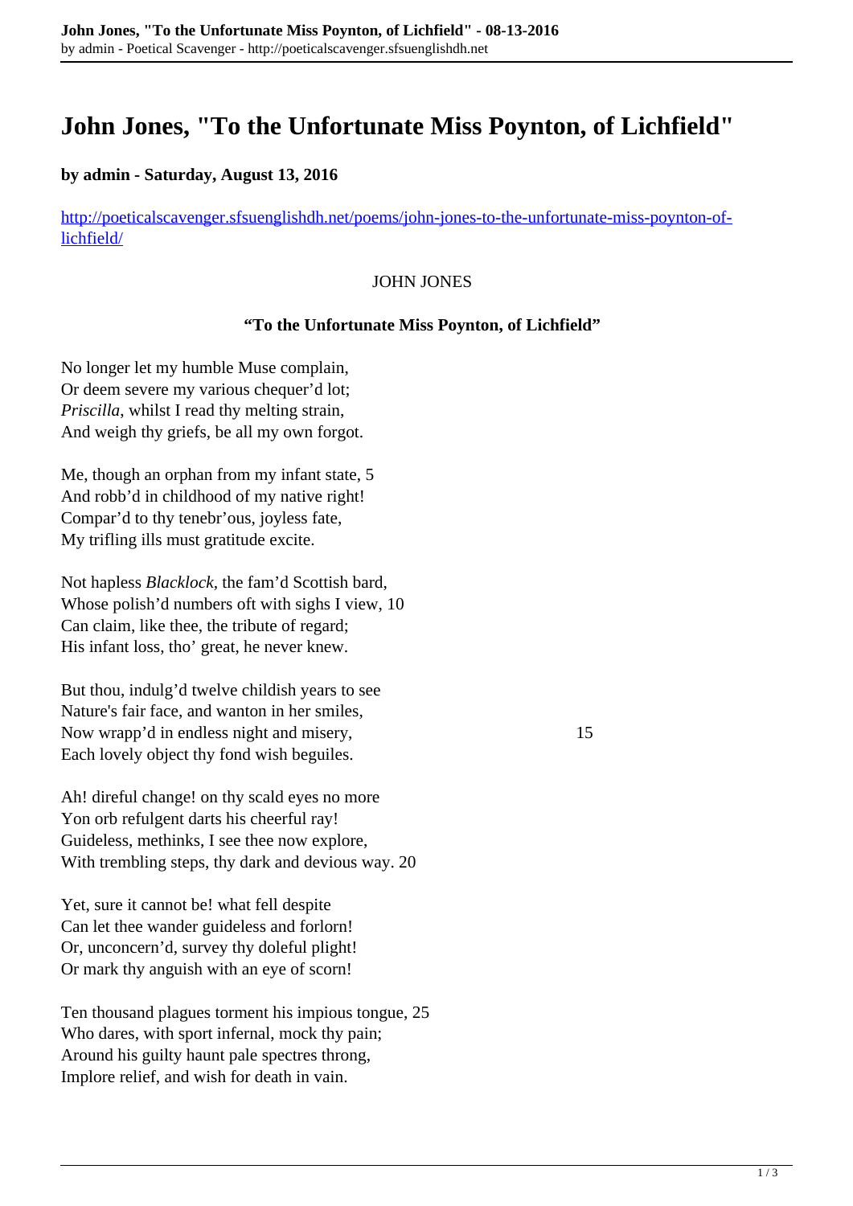# John Jones, "To the Unfortunate Miss Poynton, of Lichfield"

**by admin - Saturday, August 13, 2016**

http://poeticalscavenger.sfsuenglishdh.net/poems/john-jones-to-the-unfortunate-miss-poynton-of-lichfield/

JOHN JONES

**"To the Unfortunate Miss Poynton, of Lichfield"**

No longer let my humble Muse complain,  
Or deem severe my various chequer'd lot;  
*Priscilla*, whilst I read thy melting strain,  
And weigh thy griefs, be all my own forgot.

Me, though an orphan from my infant state, 5  
And robb'd in childhood of my native right!  
Compar'd to thy tenebr'ous, joyless fate,  
My trifling ills must gratitude excite.

Not hapless *Blacklock*, the fam'd Scottish bard,  
Whose polish'd numbers oft with sighs I view, 10  
Can claim, like thee, the tribute of regard;  
His infant loss, tho' great, he never knew.

But thou, indulg'd twelve childish years to see  
Nature's fair face, and wanton in her smiles,  
Now wrapp'd in endless night and misery, 15  
Each lovely object thy fond wish beguiles.

Ah! direful change! on thy scald eyes no more  
Yon orb refulgent darts his cheerful ray!  
Guideless, methinks, I see thee now explore,  
With trembling steps, thy dark and devious way. 20

Yet, sure it cannot be! what fell despite  
Can let thee wander guideless and forlorn!  
Or, unconcern'd, survey thy doleful plight!  
Or mark thy anguish with an eye of scorn!

Ten thousand plagues torment his impious tongue, 25  
Who dares, with sport infernal, mock thy pain;  
Around his guilty haunt pale spectres throng,  
Implore relief, and wish for death in vain.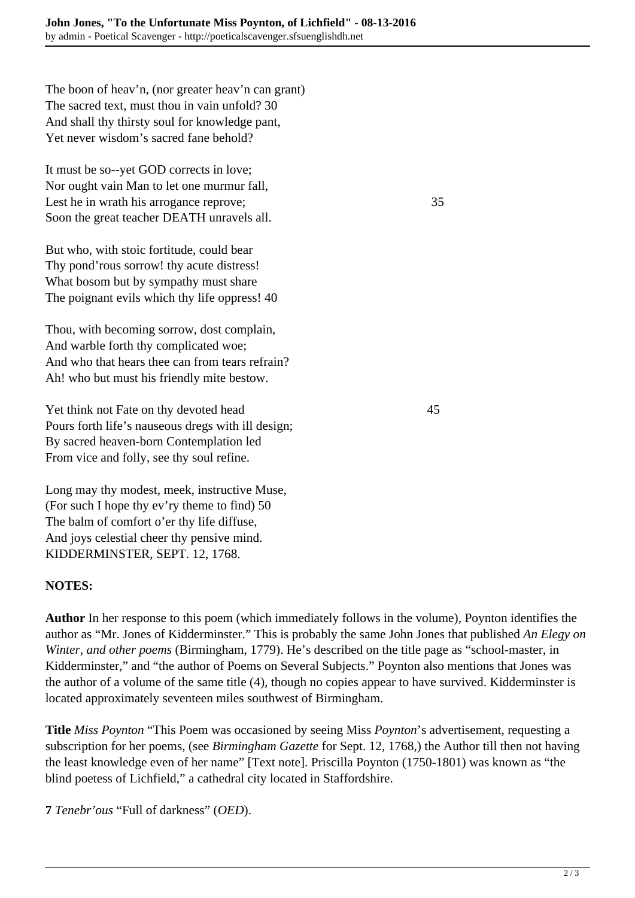The boon of heav'n, (nor greater heav'n can grant)
The sacred text, must thou in vain unfold? 30
And shall thy thirsty soul for knowledge pant,
Yet never wisdom's sacred fane behold?

It must be so--yet GOD corrects in love;
Nor ought vain Man to let one murmur fall,
Lest he in wrath his arrogance reprove; 35
Soon the great teacher DEATH unravels all.

But who, with stoic fortitude, could bear
Thy pond'rous sorrow! thy acute distress!
What bosom but by sympathy must share
The poignant evils which thy life oppress! 40

Thou, with becoming sorrow, dost complain,
And warble forth thy complicated woe;
And who that hears thee can from tears refrain?
Ah! who but must his friendly mite bestow.

Yet think not Fate on thy devoted head 45
Pours forth life's nauseous dregs with ill design;
By sacred heaven-born Contemplation led
From vice and folly, see thy soul refine.

Long may thy modest, meek, instructive Muse,
(For such I hope thy ev'ry theme to find) 50
The balm of comfort o'er thy life diffuse,
And joys celestial cheer thy pensive mind.
KIDDERMINSTER, SEPT. 12, 1768.

**NOTES:**

**Author** In her response to this poem (which immediately follows in the volume), Poynton identifies the author as "Mr. Jones of Kidderminster." This is probably the same John Jones that published *An Elegy on Winter, and other poems* (Birmingham, 1779). He's described on the title page as "school-master, in Kidderminster," and "the author of Poems on Several Subjects." Poynton also mentions that Jones was the author of a volume of the same title (4), though no copies appear to have survived. Kidderminster is located approximately seventeen miles southwest of Birmingham.

**Title** *Miss Poynton* "This Poem was occasioned by seeing Miss *Poynton*'s advertisement, requesting a subscription for her poems, (see *Birmingham Gazette* for Sept. 12, 1768,) the Author till then not having the least knowledge even of her name" [Text note]. Priscilla Poynton (1750-1801) was known as "the blind poetess of Lichfield," a cathedral city located in Staffordshire.

**7** *Tenebr'ous* "Full of darkness" (*OED*).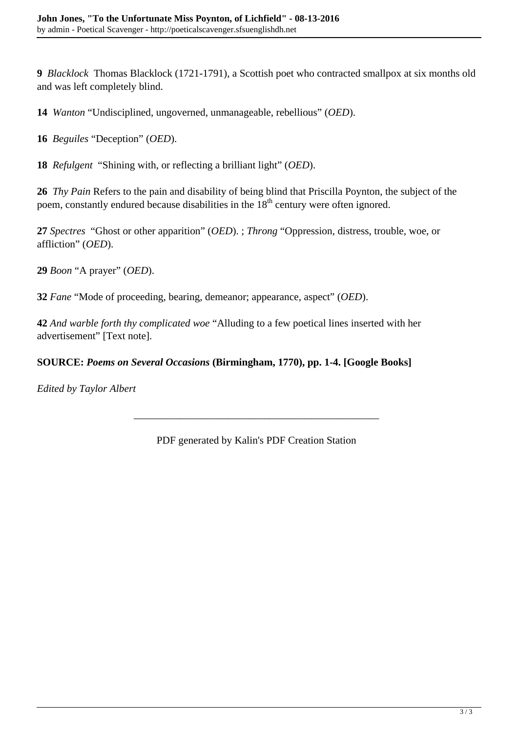**9** *Blacklock* Thomas Blacklock (1721-1791), a Scottish poet who contracted smallpox at six months old and was left completely blind.

**14** *Wanton* "Undisciplined, ungoverned, unmanageable, rebellious" (*OED*).

**16** *Beguiles* "Deception" (*OED*).

**18** *Refulgent* "Shining with, or reflecting a brilliant light" (*OED*).

**26** *Thy Pain* Refers to the pain and disability of being blind that Priscilla Poynton, the subject of the poem, constantly endured because disabilities in the 18th century were often ignored.

**27** *Spectres* "Ghost or other apparition" (*OED*). ; *Throng* "Oppression, distress, trouble, woe, or affliction" (*OED*).

**29** *Boon* "A prayer" (*OED*).

**32** *Fane* "Mode of proceeding, bearing, demeanor; appearance, aspect" (*OED*).

**42** *And warble forth thy complicated woe* "Alluding to a few poetical lines inserted with her advertisement" [Text note].

**SOURCE:** ***Poems on Several Occasions*** **(Birmingham, 1770), pp. 1-4. [Google Books]**

*Edited by Taylor Albert*

---

PDF generated by Kalin's PDF Creation Station